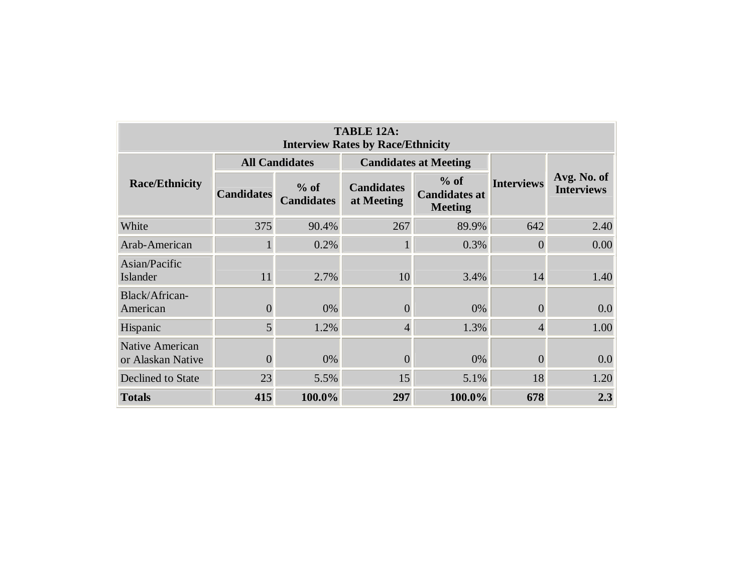| TABLE 12A: Interview Rates by Race/Ethnicity | | | | | | |
|---|---|---|---|---|---|---|
| Race/Ethnicity | All Candidates | | Candidates at Meeting | | Interviews | Avg. No. of Interviews |
| | Candidates | % of Candidates | Candidates at Meeting | % of Candidates at Meeting | | |
| White | 375 | 90.4% | 267 | 89.9% | 642 | 2.40 |
| Arab-American | 1 | 0.2% | 1 | 0.3% | 0 | 0.00 |
| Asian/Pacific Islander | 11 | 2.7% | 10 | 3.4% | 14 | 1.40 |
| Black/African-American | 0 | 0% | 0 | 0% | 0 | 0.0 |
| Hispanic | 5 | 1.2% | 4 | 1.3% | 4 | 1.00 |
| Native American or Alaskan Native | 0 | 0% | 0 | 0% | 0 | 0.0 |
| Declined to State | 23 | 5.5% | 15 | 5.1% | 18 | 1.20 |
| **Totals** | **415** | **100.0%** | **297** | **100.0%** | **678** | **2.3** |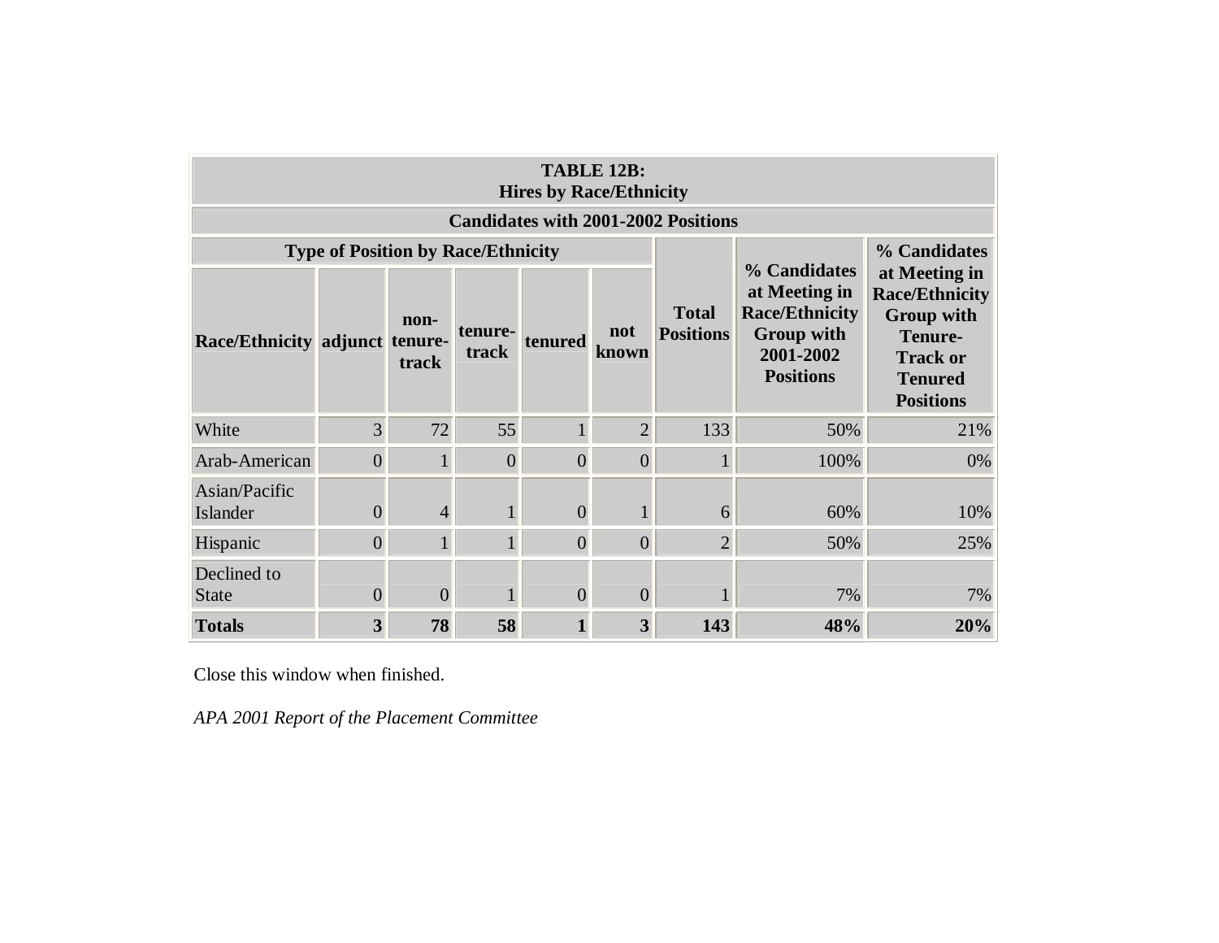| TABLE 12B: Hires by Race/Ethnicity | | | | | | | | |
|---|---|---|---|---|---|---|---|---|
| **Candidates with 2001-2002 Positions** | | | | | | | | |
| **Type of Position by Race/Ethnicity** | | | | | | **Total Positions** | **% Candidates at Meeting in Race/Ethnicity Group with 2001-2002 Positions** | **% Candidates at Meeting in Race/Ethnicity Group with Tenure-Track or Tenured Positions** |
| **Race/Ethnicity** | **adjunct** | **non-tenure-track** | **tenure-track** | **tenured** | **not known** | | | |
| White | 3 | 72 | 55 | 1 | 2 | 133 | 50% | 21% |
| Arab-American | 0 | 1 | 0 | 0 | 0 | 1 | 100% | 0% |
| Asian/Pacific Islander | 0 | 4 | 1 | 0 | 1 | 6 | 60% | 10% |
| Hispanic | 0 | 1 | 1 | 0 | 0 | 2 | 50% | 25% |
| Declined to State | 0 | 0 | 1 | 0 | 0 | 1 | 7% | 7% |
| **Totals** | **3** | **78** | **58** | **1** | **3** | **143** | **48%** | **20%** |

Close this window when finished.

*APA 2001 Report of the Placement Committee*